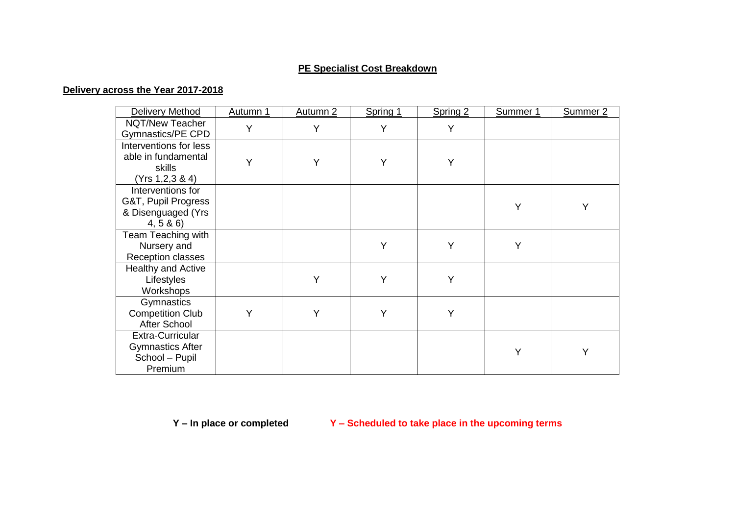# PE Specialist Cost Breakdown

## Delivery across the Year 2017-2018

| Delivery Method | Autumn 1 | Autumn 2 | Spring 1 | Spring 2 | Summer 1 | Summer 2 |
|---|---|---|---|---|---|---|
| NQT/New Teacher Gymnastics/PE CPD | Y | Y | Y | Y | | |
| Interventions for less able in fundamental skills (Yrs 1,2,3 & 4) | Y | Y | Y | Y | | |
| Interventions for G&T, Pupil Progress & Disenguaged (Yrs 4, 5 & 6) | | | | | Y | Y |
| Team Teaching with Nursery and Reception classes | | | Y | Y | Y | |
| Healthy and Active Lifestyles Workshops | | Y | Y | Y | | |
| Gymnastics Competition Club After School | Y | Y | Y | Y | | |
| Extra-Curricular Gymnastics After School – Pupil Premium | | | | | Y | Y |

**Y – In place or completed** **Y – Scheduled to take place in the upcoming terms**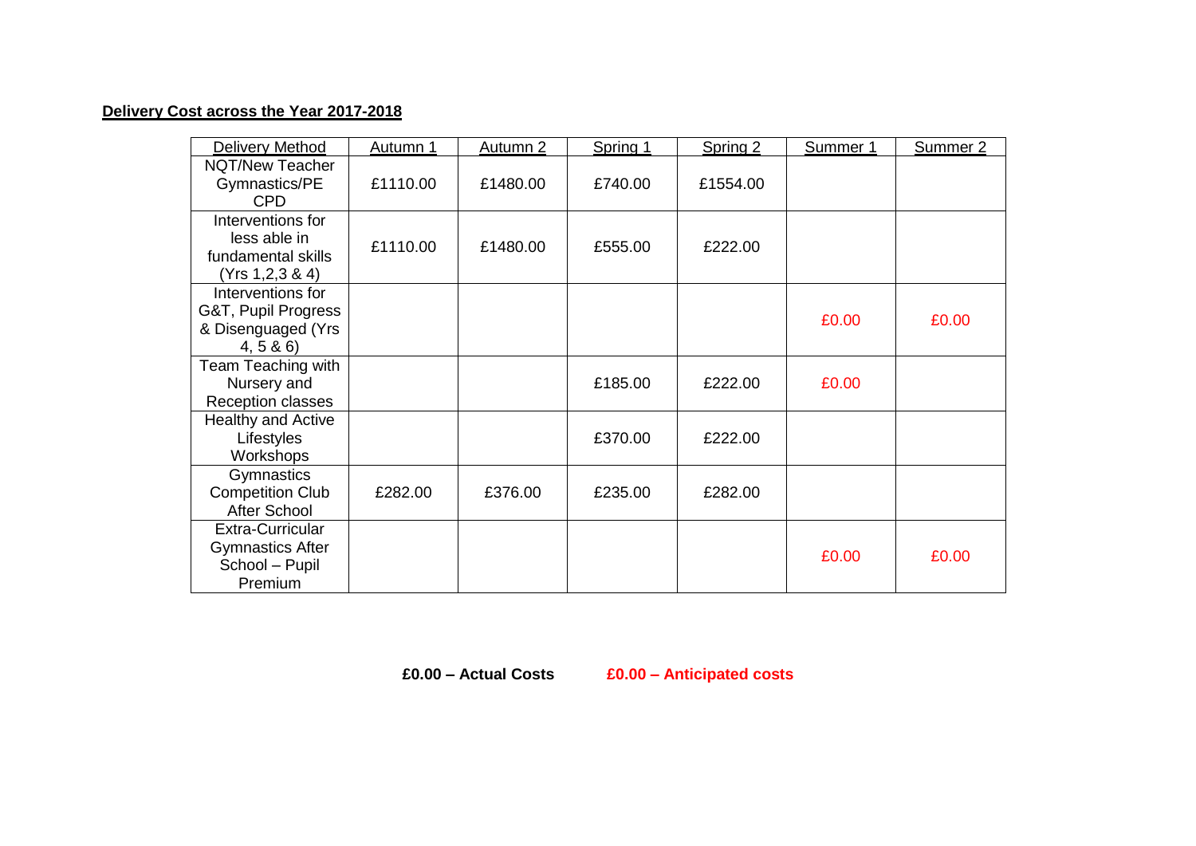**Delivery Cost across the Year 2017-2018**

| Delivery Method | Autumn 1 | Autumn 2 | Spring 1 | Spring 2 | Summer 1 | Summer 2 |
|---|---|---|---|---|---|---|
| NQT/New Teacher Gymnastics/PE CPD | £1110.00 | £1480.00 | £740.00 | £1554.00 | | |
| Interventions for less able in fundamental skills (Yrs 1,2,3 & 4) | £1110.00 | £1480.00 | £555.00 | £222.00 | | |
| Interventions for G&T, Pupil Progress & Disenguaged (Yrs 4, 5 & 6) | | | | | £0.00 | £0.00 |
| Team Teaching with Nursery and Reception classes | | | £185.00 | £222.00 | £0.00 | |
| Healthy and Active Lifestyles Workshops | | | £370.00 | £222.00 | | |
| Gymnastics Competition Club After School | £282.00 | £376.00 | £235.00 | £282.00 | | |
| Extra-Curricular Gymnastics After School – Pupil Premium | | | | | £0.00 | £0.00 |

**£0.00 – Actual Costs** **£0.00 – Anticipated costs**